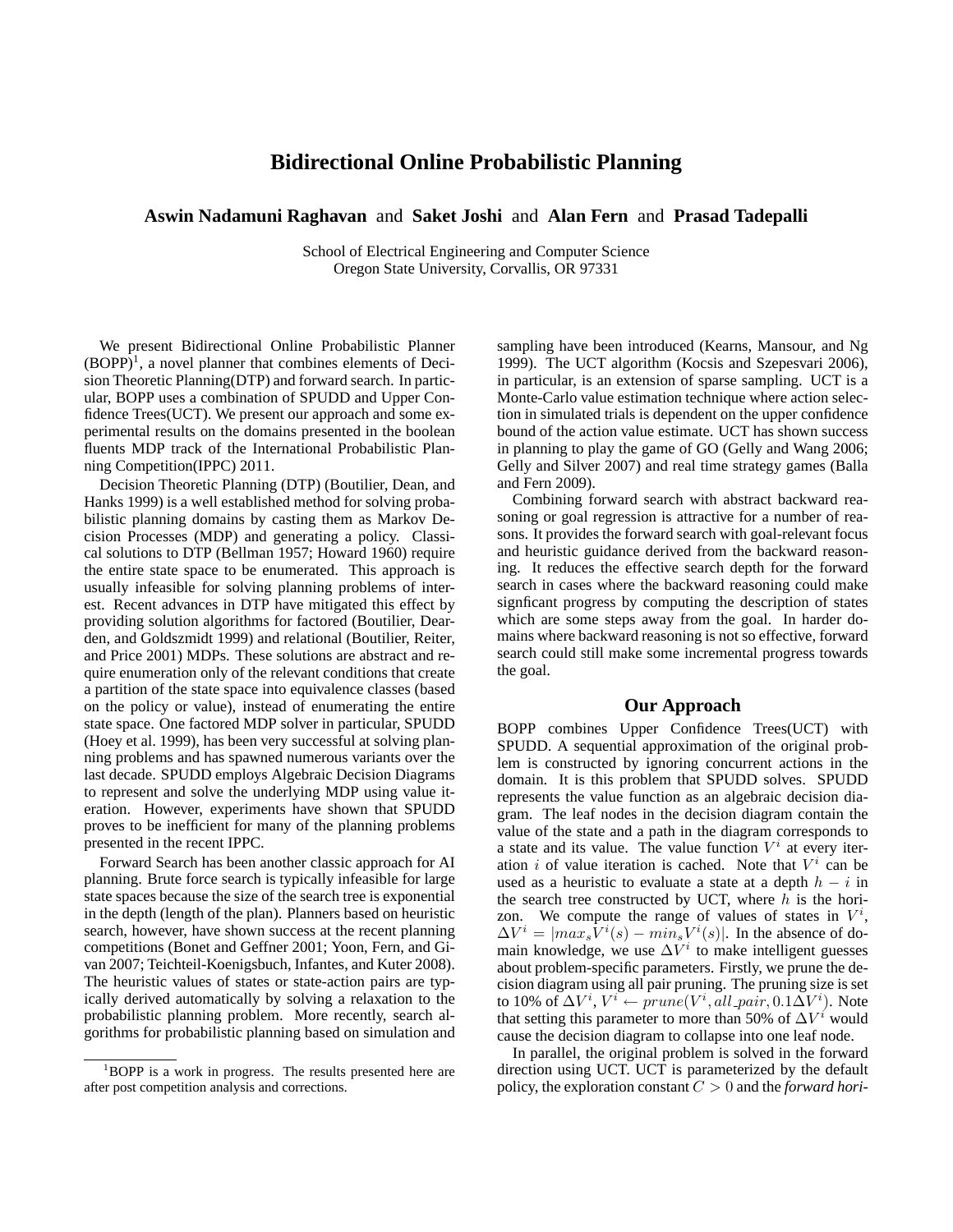# Bidirectional Online Probabilistic Planning

**Aswin Nadamuni Raghavan** and **Saket Joshi** and **Alan Fern** and **Prasad Tadepalli**

School of Electrical Engineering and Computer Science
Oregon State University, Corvallis, OR 97331

We present Bidirectional Online Probabilistic Planner (BOPP)[1], a novel planner that combines elements of Decision Theoretic Planning(DTP) and forward search. In particular, BOPP uses a combination of SPUDD and Upper Confidence Trees(UCT). We present our approach and some experimental results on the domains presented in the boolean fluents MDP track of the International Probabilistic Planning Competition(IPPC) 2011.

Decision Theoretic Planning (DTP) (Boutilier, Dean, and Hanks 1999) is a well established method for solving probabilistic planning domains by casting them as Markov Decision Processes (MDP) and generating a policy. Classical solutions to DTP (Bellman 1957; Howard 1960) require the entire state space to be enumerated. This approach is usually infeasible for solving planning problems of interest. Recent advances in DTP have mitigated this effect by providing solution algorithms for factored (Boutilier, Dearden, and Goldszmidt 1999) and relational (Boutilier, Reiter, and Price 2001) MDPs. These solutions are abstract and require enumeration only of the relevant conditions that create a partition of the state space into equivalence classes (based on the policy or value), instead of enumerating the entire state space. One factored MDP solver in particular, SPUDD (Hoey et al. 1999), has been very successful at solving planning problems and has spawned numerous variants over the last decade. SPUDD employs Algebraic Decision Diagrams to represent and solve the underlying MDP using value iteration. However, experiments have shown that SPUDD proves to be inefficient for many of the planning problems presented in the recent IPPC.

Forward Search has been another classic approach for AI planning. Brute force search is typically infeasible for large state spaces because the size of the search tree is exponential in the depth (length of the plan). Planners based on heuristic search, however, have shown success at the recent planning competitions (Bonet and Geffner 2001; Yoon, Fern, and Givan 2007; Teichteil-Koenigsbuch, Infantes, and Kuter 2008). The heuristic values of states or state-action pairs are typically derived automatically by solving a relaxation to the probabilistic planning problem. More recently, search algorithms for probabilistic planning based on simulation and sampling have been introduced (Kearns, Mansour, and Ng 1999). The UCT algorithm (Kocsis and Szepesvari 2006), in particular, is an extension of sparse sampling. UCT is a Monte-Carlo value estimation technique where action selection in simulated trials is dependent on the upper confidence bound of the action value estimate. UCT has shown success in planning to play the game of GO (Gelly and Wang 2006; Gelly and Silver 2007) and real time strategy games (Balla and Fern 2009).

Combining forward search with abstract backward reasoning or goal regression is attractive for a number of reasons. It provides the forward search with goal-relevant focus and heuristic guidance derived from the backward reasoning. It reduces the effective search depth for the forward search in cases where the backward reasoning could make signficant progress by computing the description of states which are some steps away from the goal. In harder domains where backward reasoning is not so effective, forward search could still make some incremental progress towards the goal.

## Our Approach

BOPP combines Upper Confidence Trees(UCT) with SPUDD. A sequential approximation of the original problem is constructed by ignoring concurrent actions in the domain. It is this problem that SPUDD solves. SPUDD represents the value function as an algebraic decision diagram. The leaf nodes in the decision diagram contain the value of the state and a path in the diagram corresponds to a state and its value. The value function $V^i$ at every iteration $i$ of value iteration is cached. Note that $V^i$ can be used as a heuristic to evaluate a state at a depth $h - i$ in the search tree constructed by UCT, where $h$ is the horizon. We compute the range of values of states in $V^i$, $\Delta V^i = |max_s V^i(s) - min_s V^i(s)|$. In the absence of domain knowledge, we use $\Delta V^i$ to make intelligent guesses about problem-specific parameters. Firstly, we prune the decision diagram using all pair pruning. The pruning size is set to 10% of $\Delta V^i$, $V^i \leftarrow prune(V^i, all\_pair, 0.1\Delta V^i)$. Note that setting this parameter to more than 50% of $\Delta V^i$ would cause the decision diagram to collapse into one leaf node.

In parallel, the original problem is solved in the forward direction using UCT. UCT is parameterized by the default policy, the exploration constant $C > 0$ and the *forward hori-*

[1]BOPP is a work in progress. The results presented here are after post competition analysis and corrections.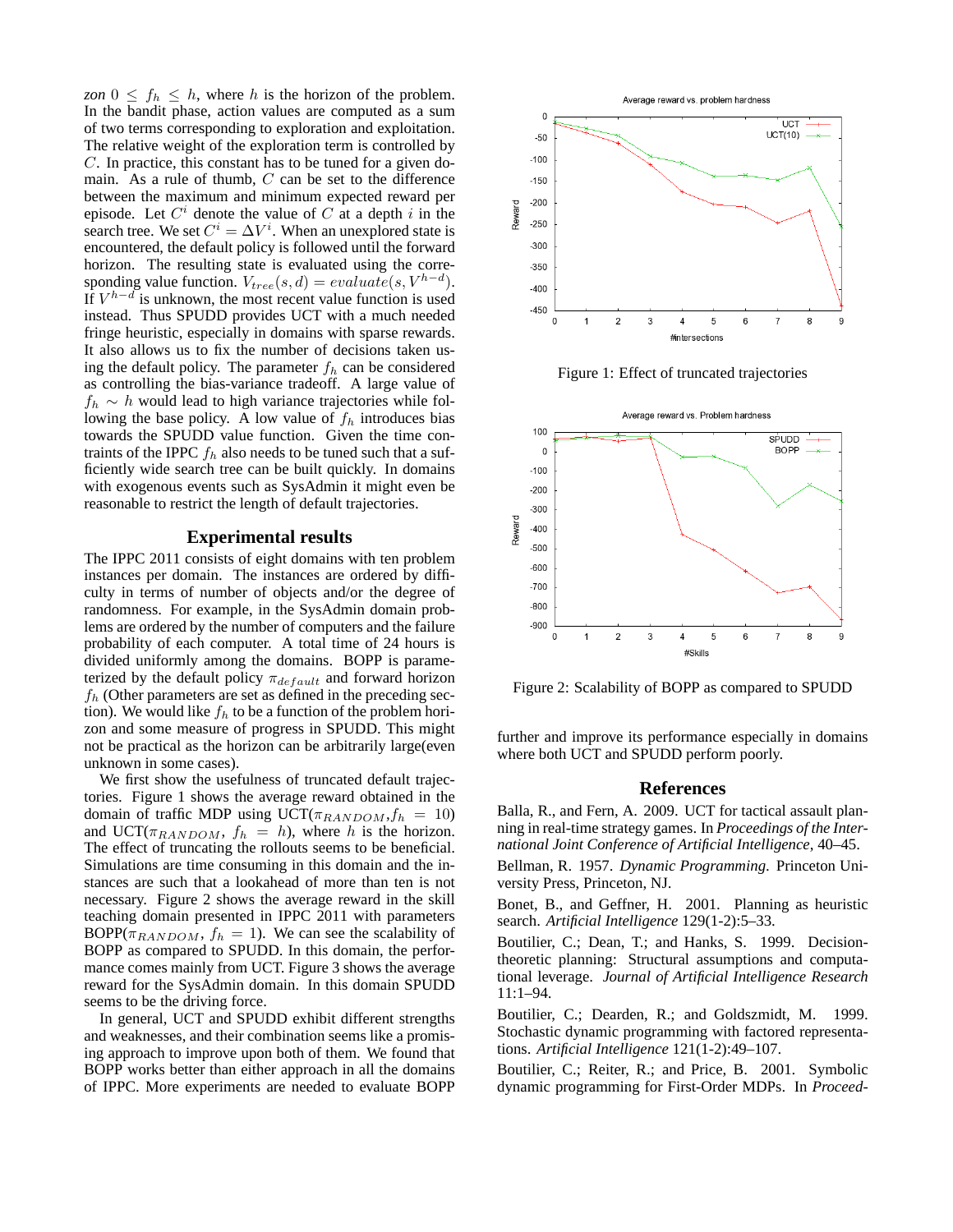zon $0 \leq f_h \leq h$, where $h$ is the horizon of the problem. In the bandit phase, action values are computed as a sum of two terms corresponding to exploration and exploitation. The relative weight of the exploration term is controlled by $C$. In practice, this constant has to be tuned for a given domain. As a rule of thumb, $C$ can be set to the difference between the maximum and minimum expected reward per episode. Let $C^i$ denote the value of $C$ at a depth $i$ in the search tree. We set $C^i = \Delta V^i$. When an unexplored state is encountered, the default policy is followed until the forward horizon. The resulting state is evaluated using the corresponding value function. $V_{tree}(s,d) = evaluate(s, V^{h-d})$. If $V^{h-d}$ is unknown, the most recent value function is used instead. Thus SPUDD provides UCT with a much needed fringe heuristic, especially in domains with sparse rewards. It also allows us to fix the number of decisions taken using the default policy. The parameter $f_h$ can be considered as controlling the bias-variance tradeoff. A large value of $f_h \sim h$ would lead to high variance trajectories while following the base policy. A low value of $f_h$ introduces bias towards the SPUDD value function. Given the time constraints of the IPPC $f_h$ also needs to be tuned such that a sufficiently wide search tree can be built quickly. In domains with exogenous events such as SysAdmin it might even be reasonable to restrict the length of default trajectories.

## Experimental results

The IPPC 2011 consists of eight domains with ten problem instances per domain. The instances are ordered by difficulty in terms of number of objects and/or the degree of randomness. For example, in the SysAdmin domain problems are ordered by the number of computers and the failure probability of each computer. A total time of 24 hours is divided uniformly among the domains. BOPP is parameterized by the default policy $\pi_{default}$ and forward horizon $f_h$ (Other parameters are set as defined in the preceding section). We would like $f_h$ to be a function of the problem horizon and some measure of progress in SPUDD. This might not be practical as the horizon can be arbitrarily large(even unknown in some cases).

We first show the usefulness of truncated default trajectories. Figure 1 shows the average reward obtained in the domain of traffic MDP using UCT($\pi_{RANDOM}$,$f_h = 10$) and UCT($\pi_{RANDOM}$, $f_h = h$), where $h$ is the horizon. The effect of truncating the rollouts seems to be beneficial. Simulations are time consuming in this domain and the instances are such that a lookahead of more than ten is not necessary. Figure 2 shows the average reward in the skill teaching domain presented in IPPC 2011 with parameters BOPP($\pi_{RANDOM}$, $f_h = 1$). We can see the scalability of BOPP as compared to SPUDD. In this domain, the performance comes mainly from UCT. Figure 3 shows the average reward for the SysAdmin domain. In this domain SPUDD seems to be the driving force.

In general, UCT and SPUDD exhibit different strengths and weaknesses, and their combination seems like a promising approach to improve upon both of them. We found that BOPP works better than either approach in all the domains of IPPC. More experiments are needed to evaluate BOPP further and improve its performance especially in domains where both UCT and SPUDD perform poorly.

Figure 1: Effect of truncated trajectories

Figure 2: Scalability of BOPP as compared to SPUDD

## References

Balla, R., and Fern, A. 2009. UCT for tactical assault planning in real-time strategy games. In *Proceedings of the International Joint Conference of Artificial Intelligence*, 40–45.

Bellman, R. 1957. *Dynamic Programming*. Princeton University Press, Princeton, NJ.

Bonet, B., and Geffner, H. 2001. Planning as heuristic search. *Artificial Intelligence* 129(1-2):5–33.

Boutilier, C.; Dean, T.; and Hanks, S. 1999. Decision-theoretic planning: Structural assumptions and computational leverage. *Journal of Artificial Intelligence Research* 11:1–94.

Boutilier, C.; Dearden, R.; and Goldszmidt, M. 1999. Stochastic dynamic programming with factored representations. *Artificial Intelligence* 121(1-2):49–107.

Boutilier, C.; Reiter, R.; and Price, B. 2001. Symbolic dynamic programming for First-Order MDPs. In *Proceed-*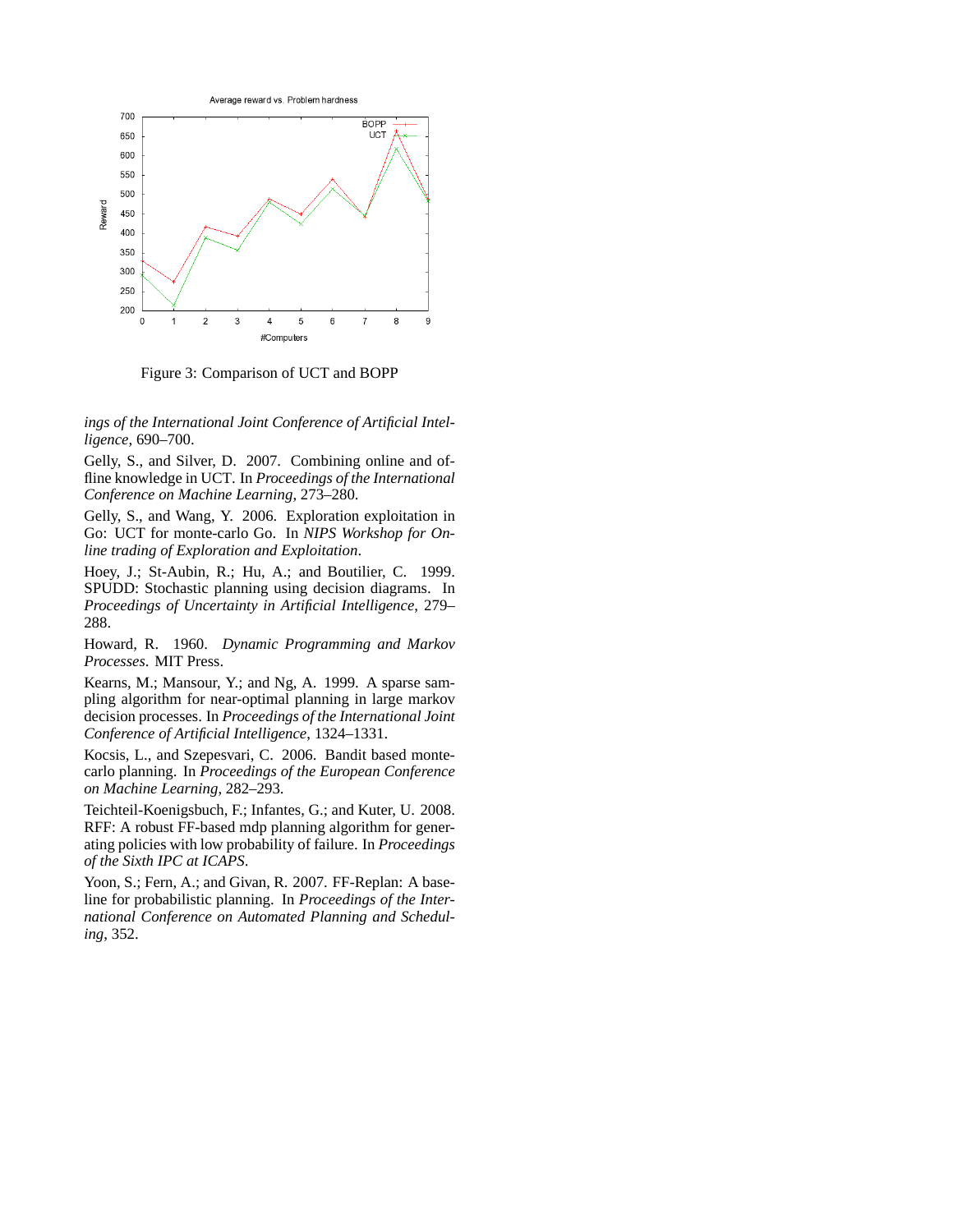Average reward vs. Problem hardness

Reward

700
650
600
550
500
450
400
350
300
250
200

0 1 2 3 4 5 6 7 8 9

#Computers

BOPP
UCT

Figure 3: Comparison of UCT and BOPP

*ings of the International Joint Conference of Artificial Intelligence*, 690–700.

Gelly, S., and Silver, D. 2007. Combining online and offline knowledge in UCT. In *Proceedings of the International Conference on Machine Learning*, 273–280.

Gelly, S., and Wang, Y. 2006. Exploration exploitation in Go: UCT for monte-carlo Go. In *NIPS Workshop for Online trading of Exploration and Exploitation*.

Hoey, J.; St-Aubin, R.; Hu, A.; and Boutilier, C. 1999. SPUDD: Stochastic planning using decision diagrams. In *Proceedings of Uncertainty in Artificial Intelligence*, 279–288.

Howard, R. 1960. *Dynamic Programming and Markov Processes*. MIT Press.

Kearns, M.; Mansour, Y.; and Ng, A. 1999. A sparse sampling algorithm for near-optimal planning in large markov decision processes. In *Proceedings of the International Joint Conference of Artificial Intelligence*, 1324–1331.

Kocsis, L., and Szepesvari, C. 2006. Bandit based monte-carlo planning. In *Proceedings of the European Conference on Machine Learning*, 282–293.

Teichteil-Koenigsbuch, F.; Infantes, G.; and Kuter, U. 2008. RFF: A robust FF-based mdp planning algorithm for generating policies with low probability of failure. In *Proceedings of the Sixth IPC at ICAPS*.

Yoon, S.; Fern, A.; and Givan, R. 2007. FF-Replan: A baseline for probabilistic planning. In *Proceedings of the International Conference on Automated Planning and Scheduling*, 352.